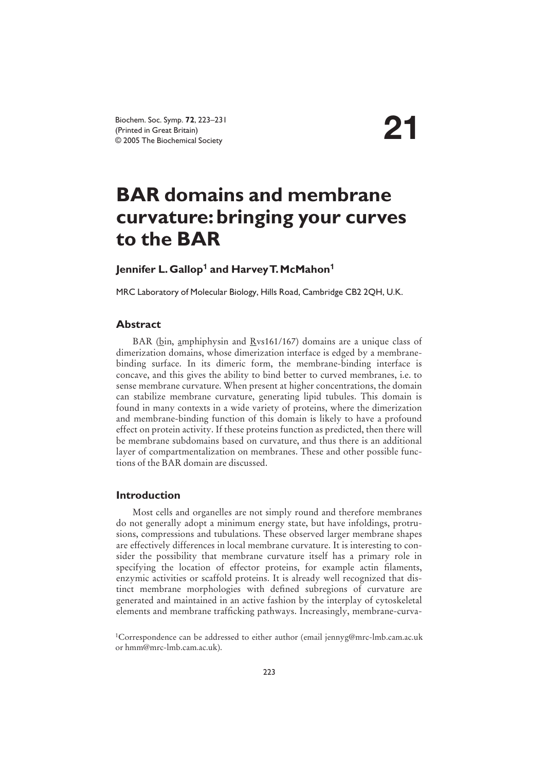# 21

# BAR domains and membrane curvature: bringing your curves to the BAR

## Jennifer L. Gallop[1] and Harvey T. McMahon[1]

MRC Laboratory of Molecular Biology, Hills Road, Cambridge CB2 2QH, U.K.

### Abstract

BAR (bin, amphiphysin and Rvs161/167) domains are a unique class of dimerization domains, whose dimerization interface is edged by a membrane-binding surface. In its dimeric form, the membrane-binding interface is concave, and this gives the ability to bind better to curved membranes, i.e. to sense membrane curvature. When present at higher concentrations, the domain can stabilize membrane curvature, generating lipid tubules. This domain is found in many contexts in a wide variety of proteins, where the dimerization and membrane-binding function of this domain is likely to have a profound effect on protein activity. If these proteins function as predicted, then there will be membrane subdomains based on curvature, and thus there is an additional layer of compartmentalization on membranes. These and other possible functions of the BAR domain are discussed.

### Introduction

Most cells and organelles are not simply round and therefore membranes do not generally adopt a minimum energy state, but have infoldings, protrusions, compressions and tubulations. These observed larger membrane shapes are effectively differences in local membrane curvature. It is interesting to consider the possibility that membrane curvature itself has a primary role in specifying the location of effector proteins, for example actin filaments, enzymic activities or scaffold proteins. It is already well recognized that distinct membrane morphologies with defined subregions of curvature are generated and maintained in an active fashion by the interplay of cytoskeletal elements and membrane trafficking pathways. Increasingly, membrane-curva-

[1]Correspondence can be addressed to either author (email jennyg@mrc-lmb.cam.ac.uk or hmm@mrc-lmb.cam.ac.uk).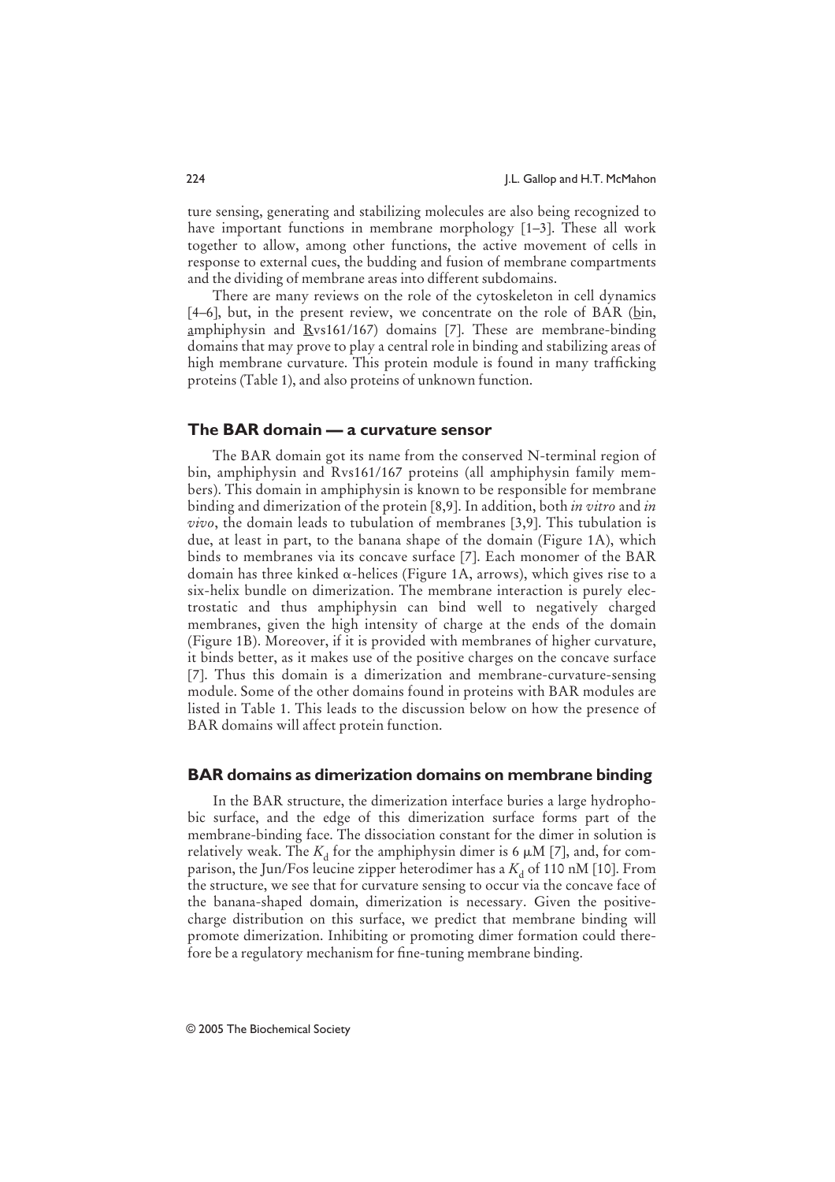ture sensing, generating and stabilizing molecules are also being recognized to have important functions in membrane morphology [1–3]. These all work together to allow, among other functions, the active movement of cells in response to external cues, the budding and fusion of membrane compartments and the dividing of membrane areas into different subdomains.

There are many reviews on the role of the cytoskeleton in cell dynamics [4–6], but, in the present review, we concentrate on the role of BAR (bin, amphiphysin and Rvs161/167) domains [7]. These are membrane-binding domains that may prove to play a central role in binding and stabilizing areas of high membrane curvature. This protein module is found in many trafficking proteins (Table 1), and also proteins of unknown function.

## The BAR domain — a curvature sensor

The BAR domain got its name from the conserved N-terminal region of bin, amphiphysin and Rvs161/167 proteins (all amphiphysin family members). This domain in amphiphysin is known to be responsible for membrane binding and dimerization of the protein [8,9]. In addition, both *in vitro* and *in vivo*, the domain leads to tubulation of membranes [3,9]. This tubulation is due, at least in part, to the banana shape of the domain (Figure 1A), which binds to membranes via its concave surface [7]. Each monomer of the BAR domain has three kinked α-helices (Figure 1A, arrows), which gives rise to a six-helix bundle on dimerization. The membrane interaction is purely electrostatic and thus amphiphysin can bind well to negatively charged membranes, given the high intensity of charge at the ends of the domain (Figure 1B). Moreover, if it is provided with membranes of higher curvature, it binds better, as it makes use of the positive charges on the concave surface [7]. Thus this domain is a dimerization and membrane-curvature-sensing module. Some of the other domains found in proteins with BAR modules are listed in Table 1. This leads to the discussion below on how the presence of BAR domains will affect protein function.

## BAR domains as dimerization domains on membrane binding

In the BAR structure, the dimerization interface buries a large hydrophobic surface, and the edge of this dimerization surface forms part of the membrane-binding face. The dissociation constant for the dimer in solution is relatively weak. The $K_d$ for the amphiphysin dimer is 6 μM [7], and, for comparison, the Jun/Fos leucine zipper heterodimer has a $K_d$ of 110 nM [10]. From the structure, we see that for curvature sensing to occur via the concave face of the banana-shaped domain, dimerization is necessary. Given the positive-charge distribution on this surface, we predict that membrane binding will promote dimerization. Inhibiting or promoting dimer formation could therefore be a regulatory mechanism for fine-tuning membrane binding.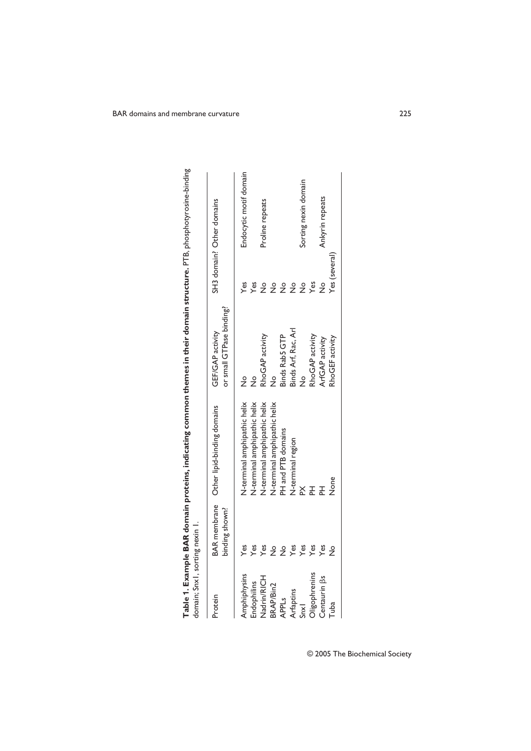**Table 1. Example BAR domain proteins, indicating common themes in their domain structure.** PTB, phosphotyrosine-binding domain; Snx1, sorting nexin 1.

| Protein | BAR membrane binding shown? | Other lipid-binding domains | GEF/GAP activity or small GTPase binding? | SH3 domain? | Other domains |
|---|---|---|---|---|---|
| Amphiphysins | Yes | N-terminal amphipathic helix | No | Yes | Endocytic motif domain |
| Endophilins | Yes | N-terminal amphipathic helix | No | Yes | |
| Nadrin/RICH | Yes | N-terminal amphipathic helix | RhoGAP activity | No | Proline repeats |
| BRAP/Bin2 | No | N-terminal amphipathic helix | No | No | |
| APPLs | No | PH and PTB domains | Binds Rab5 GTP | No | |
| Arfaptins | Yes | N-terminal region | Binds Arf, Rac, Arl | No | |
| Snx1 | Yes | PX | No | No | Sorting nexin domain |
| Oligophrenins | Yes | PH | RhoGAP activity | Yes | |
| Centaurin βs | Yes | PH | ArfGAP activity | No | Ankyrin repeats |
| Tuba | No | None | RhoGEF activity | Yes (several) | |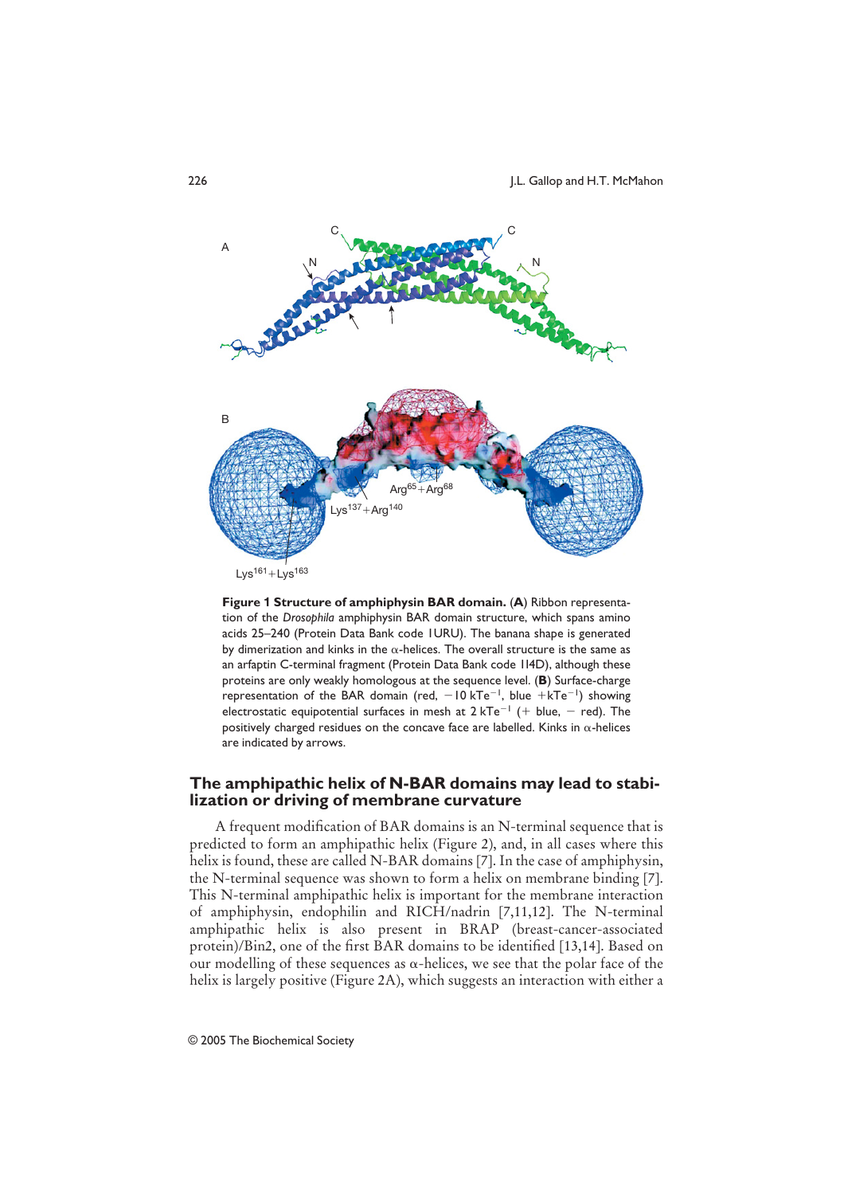A

B

Lys$^{161}$+Lys$^{163}$

Lys$^{137}$+Arg$^{140}$

Arg$^{65}$+Arg$^{68}$

**Figure 1 Structure of amphiphysin BAR domain.** (**A**) Ribbon representation of the *Drosophila* amphiphysin BAR domain structure, which spans amino acids 25–240 (Protein Data Bank code 1URU). The banana shape is generated by dimerization and kinks in the α-helices. The overall structure is the same as an arfaptin C-terminal fragment (Protein Data Bank code 1I4D), although these proteins are only weakly homologous at the sequence level. (**B**) Surface-charge representation of the BAR domain (red, $-10\ \mathrm{kTe}^{-1}$, blue $+\mathrm{kTe}^{-1}$) showing electrostatic equipotential surfaces in mesh at $2\ \mathrm{kTe}^{-1}$ (+ blue, − red). The positively charged residues on the concave face are labelled. Kinks in α-helices are indicated by arrows.

## The amphipathic helix of N-BAR domains may lead to stabilization or driving of membrane curvature

A frequent modification of BAR domains is an N-terminal sequence that is predicted to form an amphipathic helix (Figure 2), and, in all cases where this helix is found, these are called N-BAR domains [7]. In the case of amphiphysin, the N-terminal sequence was shown to form a helix on membrane binding [7]. This N-terminal amphipathic helix is important for the membrane interaction of amphiphysin, endophilin and RICH/nadrin [7,11,12]. The N-terminal amphipathic helix is also present in BRAP (breast-cancer-associated protein)/Bin2, one of the first BAR domains to be identified [13,14]. Based on our modelling of these sequences as α-helices, we see that the polar face of the helix is largely positive (Figure 2A), which suggests an interaction with either a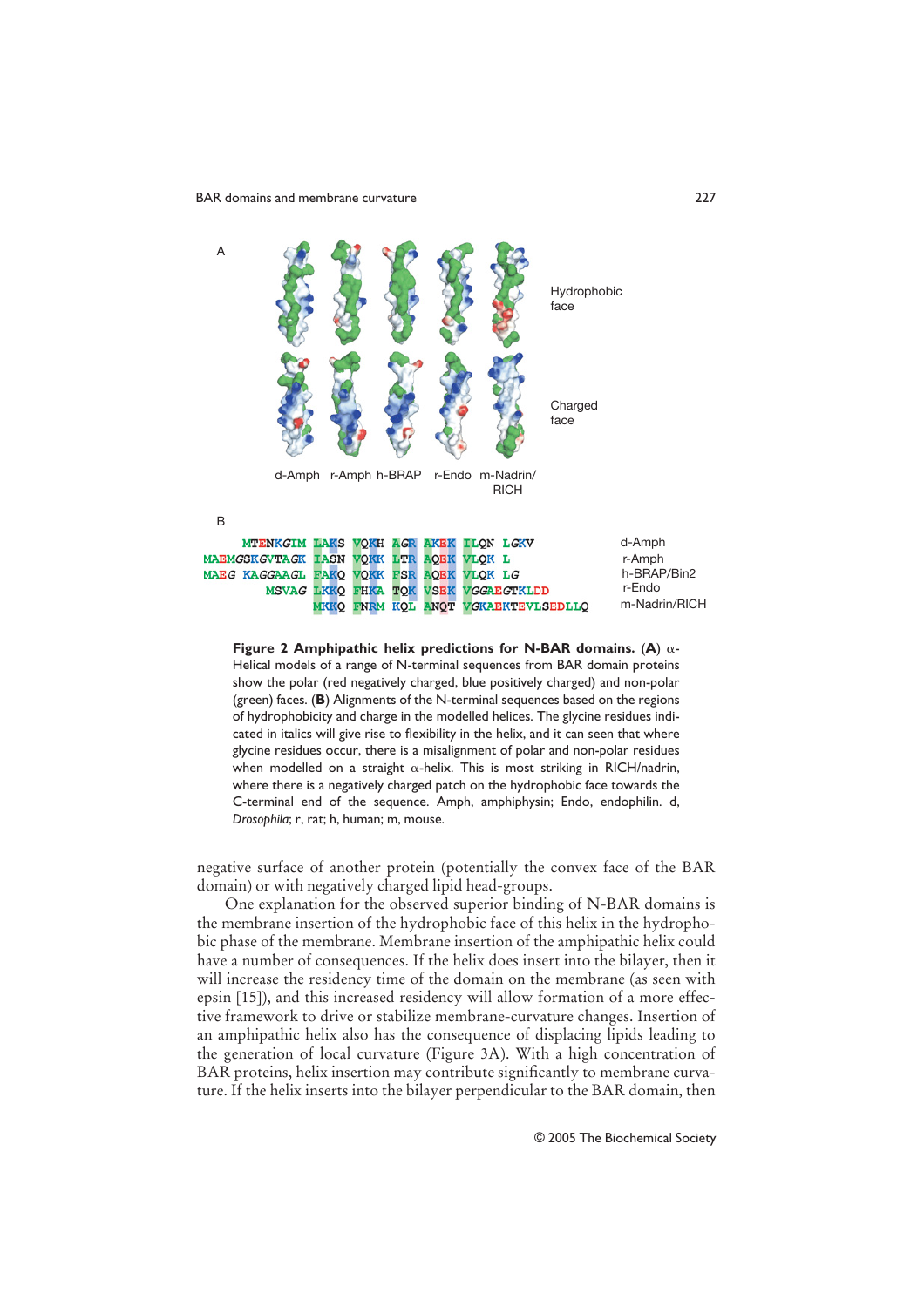A

Hydrophobic face

Charged face

d-Amph r-Amph h-BRAP r-Endo m-Nadrin/RICH

B

```
     MTENKGIM LAKS VQKH AGR AKEK ILQN LGKV       d-Amph
MAEMGSKGVTAGK IASN VQKK LTR AQEK VLQK L         r-Amph
MAEG KAGGAAGL FAKQ VQKK FSR AQEK VLQK LG        h-BRAP/Bin2
         MSVAG LKKQ FHKA TQK VSEK VGGAEGTKLDD   r-Endo
              MKKQ FNRM KQL ANQT VGKAEKTEVLSEDLLQ  m-Nadrin/RICH
```

**Figure 2 Amphipathic helix predictions for N-BAR domains.** (**A**) α-Helical models of a range of N-terminal sequences from BAR domain proteins show the polar (red negatively charged, blue positively charged) and non-polar (green) faces. (**B**) Alignments of the N-terminal sequences based on the regions of hydrophobicity and charge in the modelled helices. The glycine residues indicated in italics will give rise to flexibility in the helix, and it can seen that where glycine residues occur, there is a misalignment of polar and non-polar residues when modelled on a straight α-helix. This is most striking in RICH/nadrin, where there is a negatively charged patch on the hydrophobic face towards the C-terminal end of the sequence. Amph, amphiphysin; Endo, endophilin. d, *Drosophila*; r, rat; h, human; m, mouse.

negative surface of another protein (potentially the convex face of the BAR domain) or with negatively charged lipid head-groups.

One explanation for the observed superior binding of N-BAR domains is the membrane insertion of the hydrophobic face of this helix in the hydrophobic phase of the membrane. Membrane insertion of the amphipathic helix could have a number of consequences. If the helix does insert into the bilayer, then it will increase the residency time of the domain on the membrane (as seen with epsin [15]), and this increased residency will allow formation of a more effective framework to drive or stabilize membrane-curvature changes. Insertion of an amphipathic helix also has the consequence of displacing lipids leading to the generation of local curvature (Figure 3A). With a high concentration of BAR proteins, helix insertion may contribute significantly to membrane curvature. If the helix inserts into the bilayer perpendicular to the BAR domain, then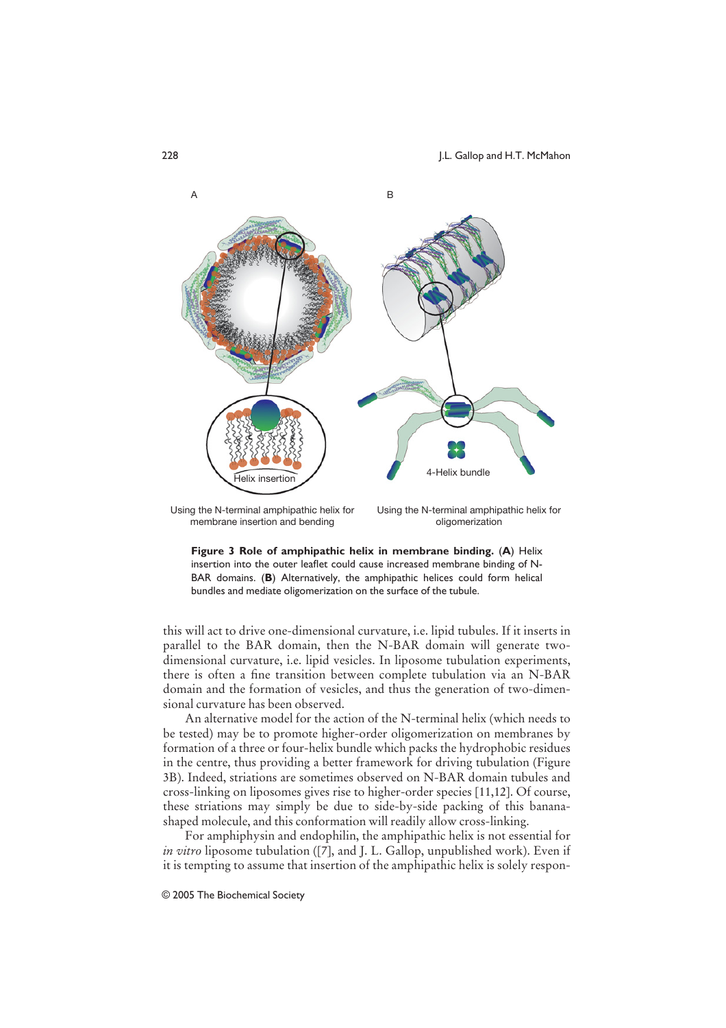A

B

Helix insertion

4-Helix bundle

Using the N-terminal amphipathic helix for membrane insertion and bending

Using the N-terminal amphipathic helix for oligomerization

**Figure 3 Role of amphipathic helix in membrane binding.** (**A**) Helix insertion into the outer leaflet could cause increased membrane binding of N-BAR domains. (**B**) Alternatively, the amphipathic helices could form helical bundles and mediate oligomerization on the surface of the tubule.

this will act to drive one-dimensional curvature, i.e. lipid tubules. If it inserts in parallel to the BAR domain, then the N-BAR domain will generate two-dimensional curvature, i.e. lipid vesicles. In liposome tubulation experiments, there is often a fine transition between complete tubulation via an N-BAR domain and the formation of vesicles, and thus the generation of two-dimensional curvature has been observed.

An alternative model for the action of the N-terminal helix (which needs to be tested) may be to promote higher-order oligomerization on membranes by formation of a three or four-helix bundle which packs the hydrophobic residues in the centre, thus providing a better framework for driving tubulation (Figure 3B). Indeed, striations are sometimes observed on N-BAR domain tubules and cross-linking on liposomes gives rise to higher-order species [11,12]. Of course, these striations may simply be due to side-by-side packing of this banana-shaped molecule, and this conformation will readily allow cross-linking.

For amphiphysin and endophilin, the amphipathic helix is not essential for *in vitro* liposome tubulation ([7], and J. L. Gallop, unpublished work). Even if it is tempting to assume that insertion of the amphipathic helix is solely respon-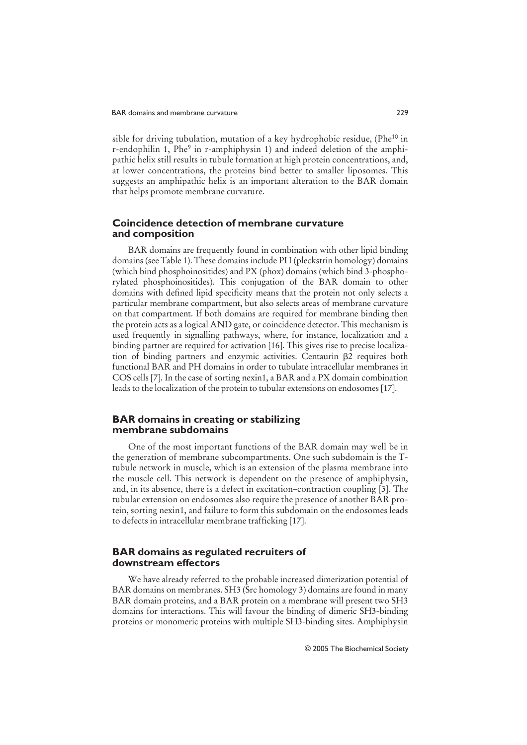sible for driving tubulation, mutation of a key hydrophobic residue, ($Phe^{10}$ in r-endophilin 1, $Phe^{9}$ in r-amphiphysin 1) and indeed deletion of the amphipathic helix still results in tubule formation at high protein concentrations, and, at lower concentrations, the proteins bind better to smaller liposomes. This suggests an amphipathic helix is an important alteration to the BAR domain that helps promote membrane curvature.

## Coincidence detection of membrane curvature and composition

BAR domains are frequently found in combination with other lipid binding domains (see Table 1). These domains include PH (pleckstrin homology) domains (which bind phosphoinositides) and PX (phox) domains (which bind 3-phosphorylated phosphoinositides). This conjugation of the BAR domain to other domains with defined lipid specificity means that the protein not only selects a particular membrane compartment, but also selects areas of membrane curvature on that compartment. If both domains are required for membrane binding then the protein acts as a logical AND gate, or coincidence detector. This mechanism is used frequently in signalling pathways, where, for instance, localization and a binding partner are required for activation [16]. This gives rise to precise localization of binding partners and enzymic activities. Centaurin β2 requires both functional BAR and PH domains in order to tubulate intracellular membranes in COS cells [7]. In the case of sorting nexin1, a BAR and a PX domain combination leads to the localization of the protein to tubular extensions on endosomes [17].

## BAR domains in creating or stabilizing membrane subdomains

One of the most important functions of the BAR domain may well be in the generation of membrane subcompartments. One such subdomain is the T-tubule network in muscle, which is an extension of the plasma membrane into the muscle cell. This network is dependent on the presence of amphiphysin, and, in its absence, there is a defect in excitation–contraction coupling [3]. The tubular extension on endosomes also require the presence of another BAR protein, sorting nexin1, and failure to form this subdomain on the endosomes leads to defects in intracellular membrane trafficking [17].

## BAR domains as regulated recruiters of downstream effectors

We have already referred to the probable increased dimerization potential of BAR domains on membranes. SH3 (Src homology 3) domains are found in many BAR domain proteins, and a BAR protein on a membrane will present two SH3 domains for interactions. This will favour the binding of dimeric SH3-binding proteins or monomeric proteins with multiple SH3-binding sites. Amphiphysin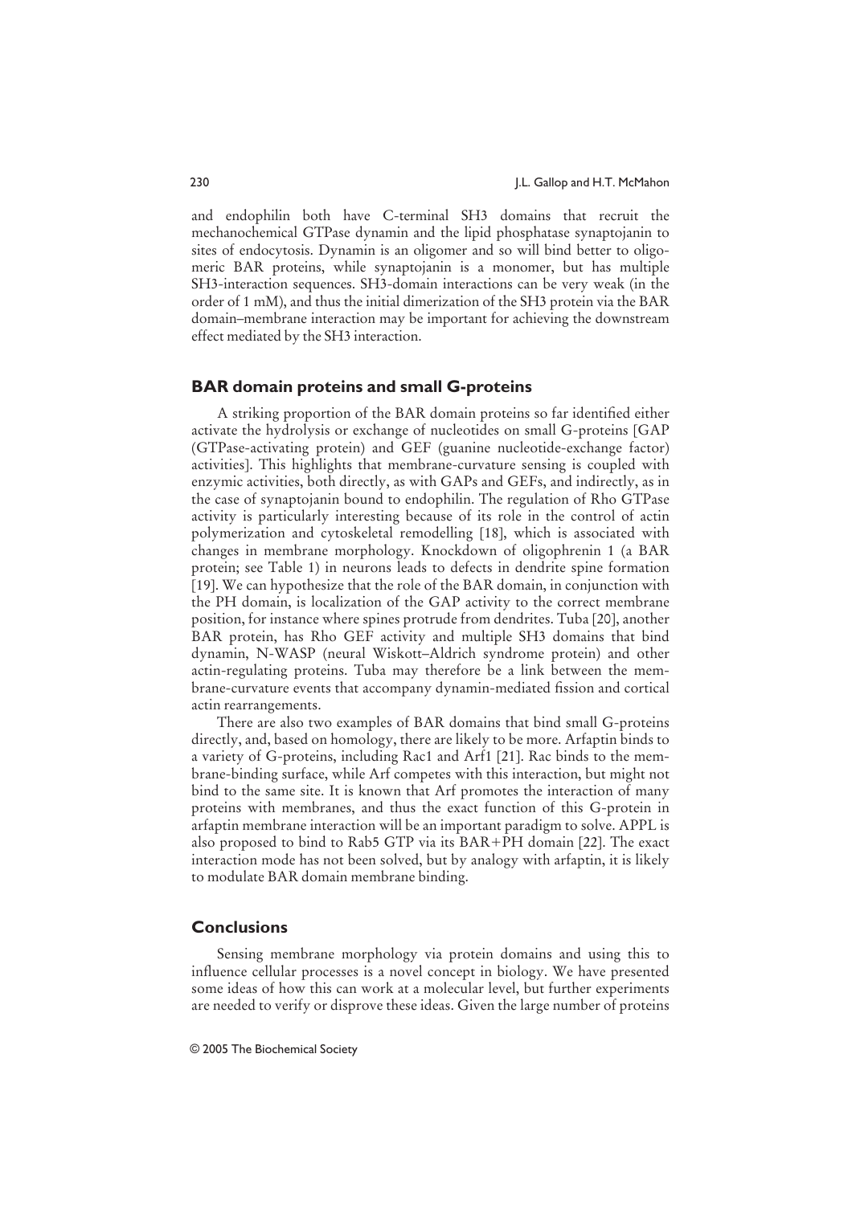and endophilin both have C-terminal SH3 domains that recruit the mechanochemical GTPase dynamin and the lipid phosphatase synaptojanin to sites of endocytosis. Dynamin is an oligomer and so will bind better to oligomeric BAR proteins, while synaptojanin is a monomer, but has multiple SH3-interaction sequences. SH3-domain interactions can be very weak (in the order of 1 mM), and thus the initial dimerization of the SH3 protein via the BAR domain–membrane interaction may be important for achieving the downstream effect mediated by the SH3 interaction.

## BAR domain proteins and small G-proteins

A striking proportion of the BAR domain proteins so far identified either activate the hydrolysis or exchange of nucleotides on small G-proteins [GAP (GTPase-activating protein) and GEF (guanine nucleotide-exchange factor) activities]. This highlights that membrane-curvature sensing is coupled with enzymic activities, both directly, as with GAPs and GEFs, and indirectly, as in the case of synaptojanin bound to endophilin. The regulation of Rho GTPase activity is particularly interesting because of its role in the control of actin polymerization and cytoskeletal remodelling [18], which is associated with changes in membrane morphology. Knockdown of oligophrenin 1 (a BAR protein; see Table 1) in neurons leads to defects in dendrite spine formation [19]. We can hypothesize that the role of the BAR domain, in conjunction with the PH domain, is localization of the GAP activity to the correct membrane position, for instance where spines protrude from dendrites. Tuba [20], another BAR protein, has Rho GEF activity and multiple SH3 domains that bind dynamin, N-WASP (neural Wiskott–Aldrich syndrome protein) and other actin-regulating proteins. Tuba may therefore be a link between the membrane-curvature events that accompany dynamin-mediated fission and cortical actin rearrangements.

There are also two examples of BAR domains that bind small G-proteins directly, and, based on homology, there are likely to be more. Arfaptin binds to a variety of G-proteins, including Rac1 and Arf1 [21]. Rac binds to the membrane-binding surface, while Arf competes with this interaction, but might not bind to the same site. It is known that Arf promotes the interaction of many proteins with membranes, and thus the exact function of this G-protein in arfaptin membrane interaction will be an important paradigm to solve. APPL is also proposed to bind to Rab5 GTP via its BAR+PH domain [22]. The exact interaction mode has not been solved, but by analogy with arfaptin, it is likely to modulate BAR domain membrane binding.

## Conclusions

Sensing membrane morphology via protein domains and using this to influence cellular processes is a novel concept in biology. We have presented some ideas of how this can work at a molecular level, but further experiments are needed to verify or disprove these ideas. Given the large number of proteins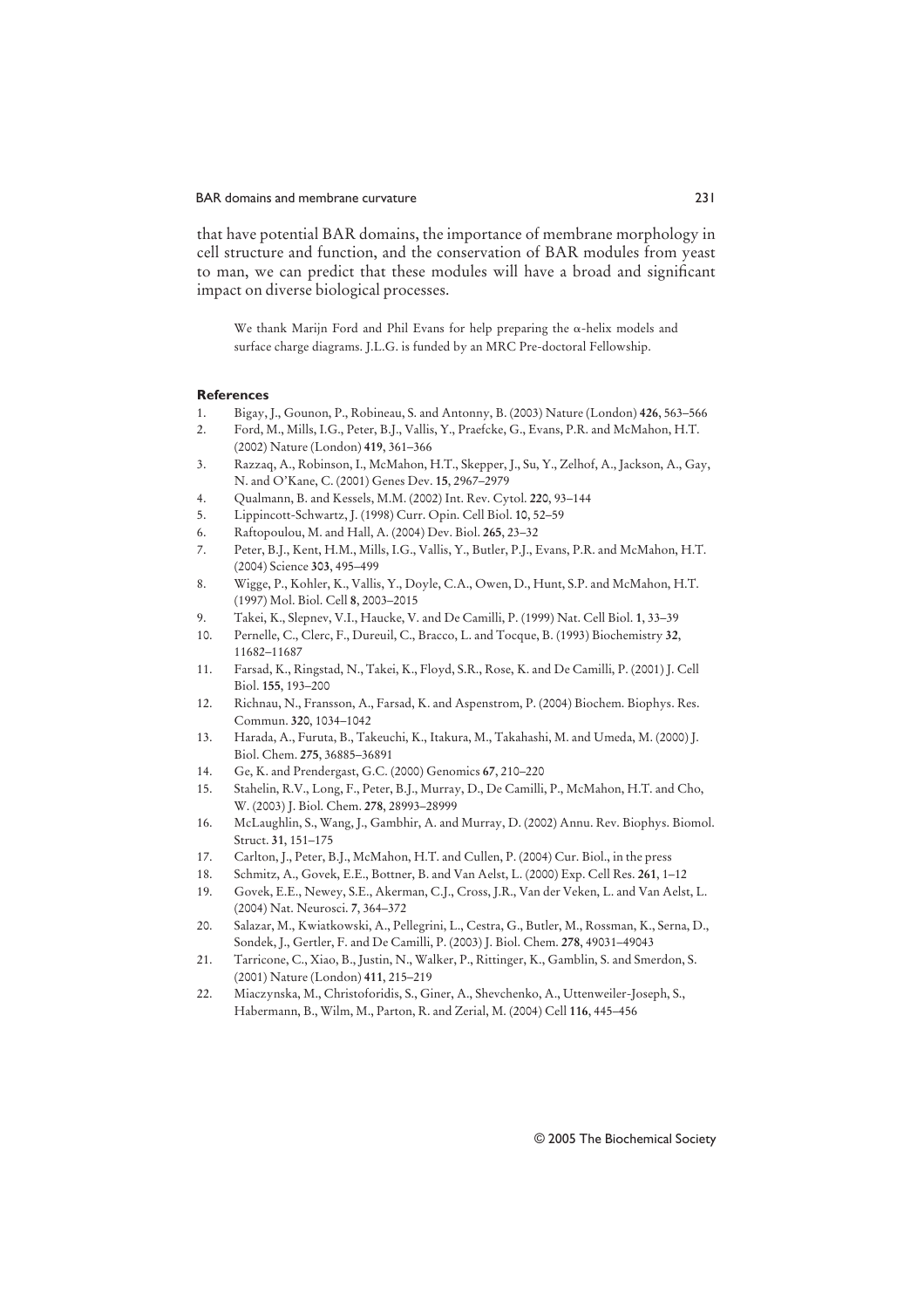that have potential BAR domains, the importance of membrane morphology in cell structure and function, and the conservation of BAR modules from yeast to man, we can predict that these modules will have a broad and significant impact on diverse biological processes.

We thank Marijn Ford and Phil Evans for help preparing the α-helix models and surface charge diagrams. J.L.G. is funded by an MRC Pre-doctoral Fellowship.

## References

1. Bigay, J., Gounon, P., Robineau, S. and Antonny, B. (2003) Nature (London) **426**, 563–566
2. Ford, M., Mills, I.G., Peter, B.J., Vallis, Y., Praefcke, G., Evans, P.R. and McMahon, H.T. (2002) Nature (London) **419**, 361–366
3. Razzaq, A., Robinson, I., McMahon, H.T., Skepper, J., Su, Y., Zelhof, A., Jackson, A., Gay, N. and O'Kane, C. (2001) Genes Dev. **15**, 2967–2979
4. Qualmann, B. and Kessels, M.M. (2002) Int. Rev. Cytol. **220**, 93–144
5. Lippincott-Schwartz, J. (1998) Curr. Opin. Cell Biol. **10**, 52–59
6. Raftopoulou, M. and Hall, A. (2004) Dev. Biol. **265**, 23–32
7. Peter, B.J., Kent, H.M., Mills, I.G., Vallis, Y., Butler, P.J., Evans, P.R. and McMahon, H.T. (2004) Science **303**, 495–499
8. Wigge, P., Kohler, K., Vallis, Y., Doyle, C.A., Owen, D., Hunt, S.P. and McMahon, H.T. (1997) Mol. Biol. Cell **8**, 2003–2015
9. Takei, K., Slepnev, V.I., Haucke, V. and De Camilli, P. (1999) Nat. Cell Biol. **1**, 33–39
10. Pernelle, C., Clerc, F., Dureuil, C., Bracco, L. and Tocque, B. (1993) Biochemistry **32**, 11682–11687
11. Farsad, K., Ringstad, N., Takei, K., Floyd, S.R., Rose, K. and De Camilli, P. (2001) J. Cell Biol. **155**, 193–200
12. Richnau, N., Fransson, A., Farsad, K. and Aspenstrom, P. (2004) Biochem. Biophys. Res. Commun. **320**, 1034–1042
13. Harada, A., Furuta, B., Takeuchi, K., Itakura, M., Takahashi, M. and Umeda, M. (2000) J. Biol. Chem. **275**, 36885–36891
14. Ge, K. and Prendergast, G.C. (2000) Genomics **67**, 210–220
15. Stahelin, R.V., Long, F., Peter, B.J., Murray, D., De Camilli, P., McMahon, H.T. and Cho, W. (2003) J. Biol. Chem. **278**, 28993–28999
16. McLaughlin, S., Wang, J., Gambhir, A. and Murray, D. (2002) Annu. Rev. Biophys. Biomol. Struct. **31**, 151–175
17. Carlton, J., Peter, B.J., McMahon, H.T. and Cullen, P. (2004) Cur. Biol., in the press
18. Schmitz, A., Govek, E.E., Bottner, B. and Van Aelst, L. (2000) Exp. Cell Res. **261**, 1–12
19. Govek, E.E., Newey, S.E., Akerman, C.J., Cross, J.R., Van der Veken, L. and Van Aelst, L. (2004) Nat. Neurosci. **7**, 364–372
20. Salazar, M., Kwiatkowski, A., Pellegrini, L., Cestra, G., Butler, M., Rossman, K., Serna, D., Sondek, J., Gertler, F. and De Camilli, P. (2003) J. Biol. Chem. **278**, 49031–49043
21. Tarricone, C., Xiao, B., Justin, N., Walker, P., Rittinger, K., Gamblin, S. and Smerdon, S. (2001) Nature (London) **411**, 215–219
22. Miaczynska, M., Christoforidis, S., Giner, A., Shevchenko, A., Uttenweiler-Joseph, S., Habermann, B., Wilm, M., Parton, R. and Zerial, M. (2004) Cell **116**, 445–456

© 2005 The Biochemical Society